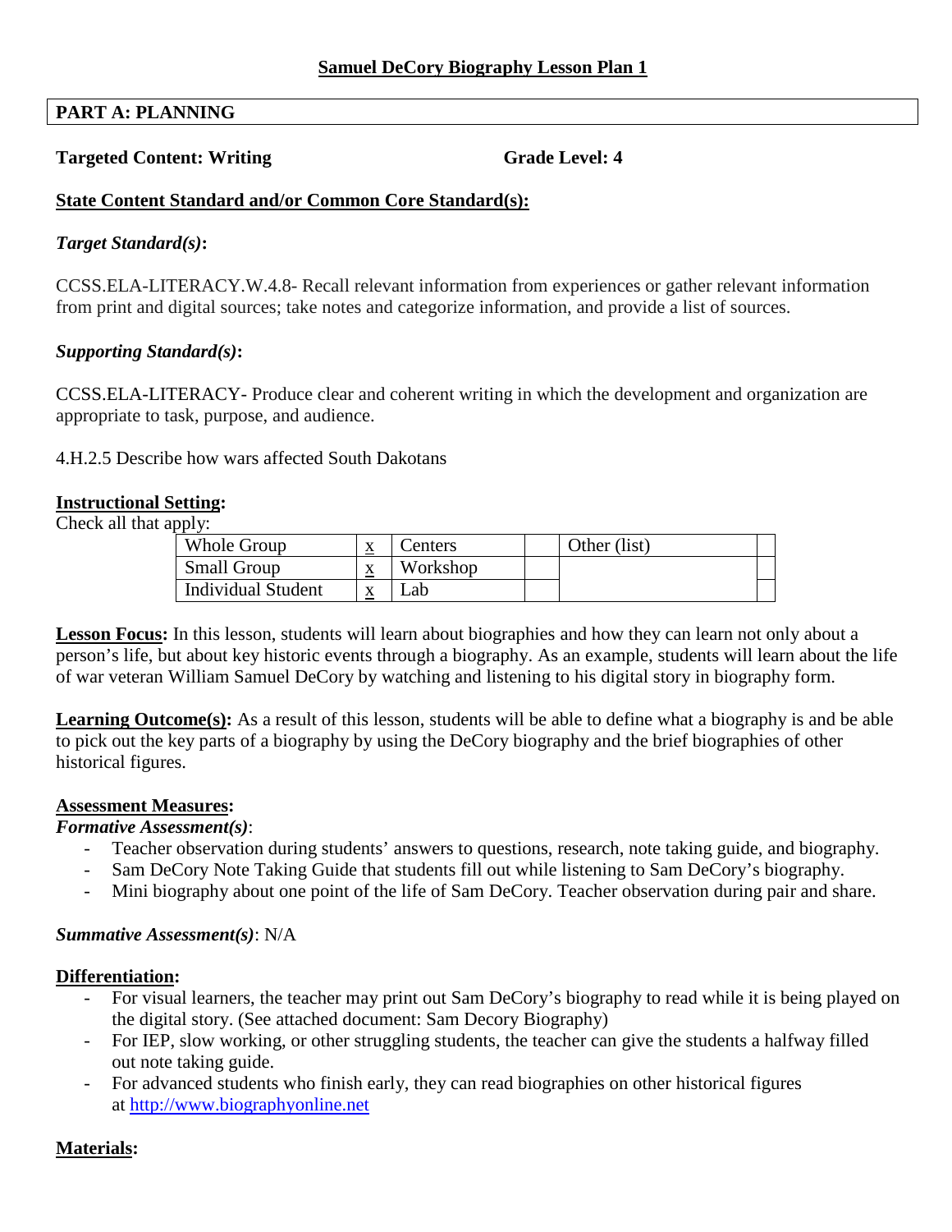# Samuel DeCory Biography Lesson Plan 1

## PART A: PLANNING

**Targeted Content: Writing** **Grade Level: 4**

**State Content Standard and/or Common Core Standard(s):**

***Target Standard(s)*:**

CCSS.ELA-LITERACY.W.4.8- Recall relevant information from experiences or gather relevant information from print and digital sources; take notes and categorize information, and provide a list of sources.

***Supporting Standard(s)*:**

CCSS.ELA-LITERACY- Produce clear and coherent writing in which the development and organization are appropriate to task, purpose, and audience.

4.H.2.5 Describe how wars affected South Dakotans

**Instructional Setting:**

Check all that apply:

| Whole Group | x | Centers | | Other (list) | |
|---|---|---|---|---|---|
| Small Group | x | Workshop | | | |
| Individual Student | x | Lab | | | |

**Lesson Focus:** In this lesson, students will learn about biographies and how they can learn not only about a person's life, but about key historic events through a biography. As an example, students will learn about the life of war veteran William Samuel DeCory by watching and listening to his digital story in biography form.

**Learning Outcome(s):** As a result of this lesson, students will be able to define what a biography is and be able to pick out the key parts of a biography by using the DeCory biography and the brief biographies of other historical figures.

**Assessment Measures:**

***Formative Assessment(s)***:

- Teacher observation during students' answers to questions, research, note taking guide, and biography.
- Sam DeCory Note Taking Guide that students fill out while listening to Sam DeCory's biography.
- Mini biography about one point of the life of Sam DeCory. Teacher observation during pair and share.

***Summative Assessment(s)***: N/A

**Differentiation:**

- For visual learners, the teacher may print out Sam DeCory's biography to read while it is being played on the digital story. (See attached document: Sam Decory Biography)
- For IEP, slow working, or other struggling students, the teacher can give the students a halfway filled out note taking guide.
- For advanced students who finish early, they can read biographies on other historical figures at http://www.biographyonline.net

**Materials:**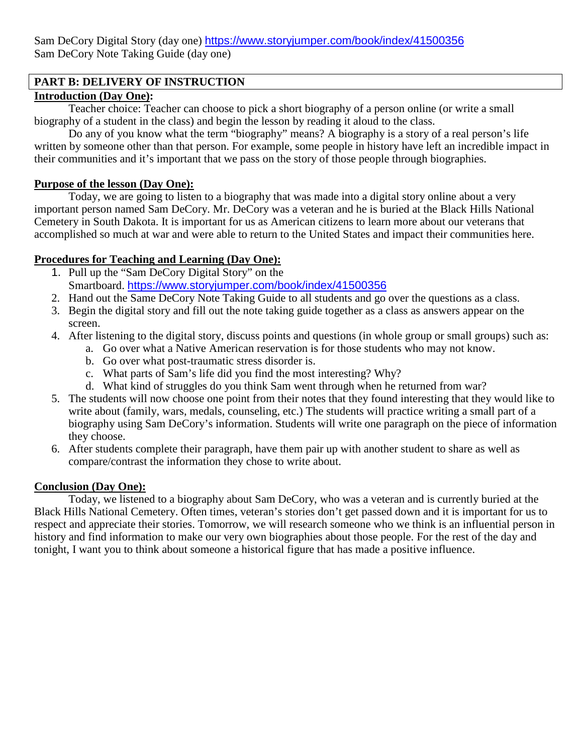Sam DeCory Digital Story (day one) https://www.storyjumper.com/book/index/41500356
Sam DeCory Note Taking Guide (day one)

## PART B: DELIVERY OF INSTRUCTION

**Introduction (Day One):**

Teacher choice: Teacher can choose to pick a short biography of a person online (or write a small biography of a student in the class) and begin the lesson by reading it aloud to the class.

Do any of you know what the term "biography" means? A biography is a story of a real person's life written by someone other than that person. For example, some people in history have left an incredible impact in their communities and it's important that we pass on the story of those people through biographies.

**Purpose of the lesson (Day One):**

Today, we are going to listen to a biography that was made into a digital story online about a very important person named Sam DeCory. Mr. DeCory was a veteran and he is buried at the Black Hills National Cemetery in South Dakota. It is important for us as American citizens to learn more about our veterans that accomplished so much at war and were able to return to the United States and impact their communities here.

**Procedures for Teaching and Learning (Day One):**

1. Pull up the "Sam DeCory Digital Story" on the Smartboard. https://www.storyjumper.com/book/index/41500356
2. Hand out the Same DeCory Note Taking Guide to all students and go over the questions as a class.
3. Begin the digital story and fill out the note taking guide together as a class as answers appear on the screen.
4. After listening to the digital story, discuss points and questions (in whole group or small groups) such as:
   a. Go over what a Native American reservation is for those students who may not know.
   b. Go over what post-traumatic stress disorder is.
   c. What parts of Sam's life did you find the most interesting? Why?
   d. What kind of struggles do you think Sam went through when he returned from war?
5. The students will now choose one point from their notes that they found interesting that they would like to write about (family, wars, medals, counseling, etc.) The students will practice writing a small part of a biography using Sam DeCory's information. Students will write one paragraph on the piece of information they choose.
6. After students complete their paragraph, have them pair up with another student to share as well as compare/contrast the information they chose to write about.

**Conclusion (Day One):**

Today, we listened to a biography about Sam DeCory, who was a veteran and is currently buried at the Black Hills National Cemetery. Often times, veteran's stories don't get passed down and it is important for us to respect and appreciate their stories. Tomorrow, we will research someone who we think is an influential person in history and find information to make our very own biographies about those people. For the rest of the day and tonight, I want you to think about someone a historical figure that has made a positive influence.